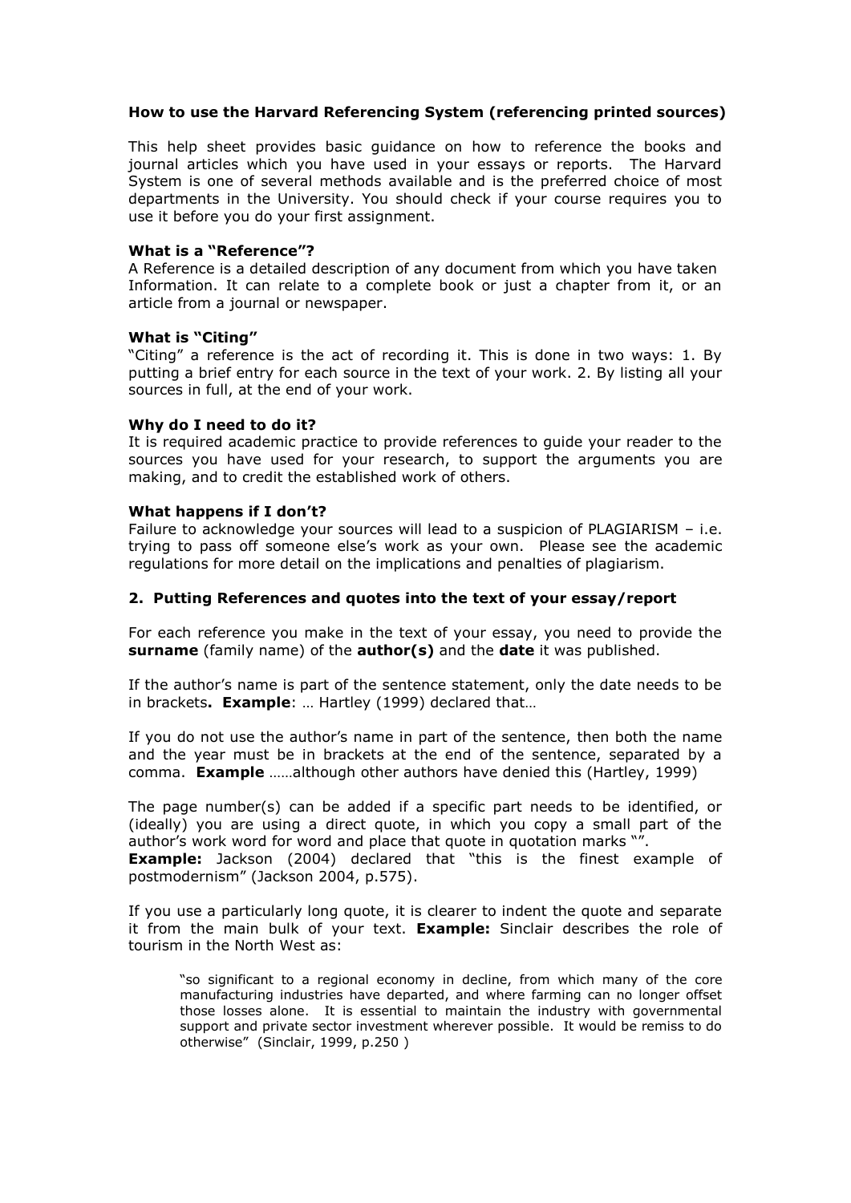### How to use the Harvard Referencing System (referencing printed sources)

This help sheet provides basic guidance on how to reference the books and journal articles which you have used in your essays or reports. The Harvard System is one of several methods available and is the preferred choice of most departments in the University. You should check if your course requires you to use it before you do your first assignment.

**What is a "Reference"?**
A Reference is a detailed description of any document from which you have taken Information. It can relate to a complete book or just a chapter from it, or an article from a journal or newspaper.

**What is "Citing"**
"Citing" a reference is the act of recording it. This is done in two ways: 1. By putting a brief entry for each source in the text of your work. 2. By listing all your sources in full, at the end of your work.

**Why do I need to do it?**
It is required academic practice to provide references to guide your reader to the sources you have used for your research, to support the arguments you are making, and to credit the established work of others.

**What happens if I don't?**
Failure to acknowledge your sources will lead to a suspicion of PLAGIARISM – i.e. trying to pass off someone else's work as your own. Please see the academic regulations for more detail on the implications and penalties of plagiarism.

### 2. Putting References and quotes into the text of your essay/report

For each reference you make in the text of your essay, you need to provide the **surname** (family name) of the **author(s)** and the **date** it was published.

If the author's name is part of the sentence statement, only the date needs to be in brackets**. Example**: … Hartley (1999) declared that…

If you do not use the author's name in part of the sentence, then both the name and the year must be in brackets at the end of the sentence, separated by a comma. **Example** ……although other authors have denied this (Hartley, 1999)

The page number(s) can be added if a specific part needs to be identified, or (ideally) you are using a direct quote, in which you copy a small part of the author's work word for word and place that quote in quotation marks "".
**Example:** Jackson (2004) declared that "this is the finest example of postmodernism" (Jackson 2004, p.575).

If you use a particularly long quote, it is clearer to indent the quote and separate it from the main bulk of your text. **Example:** Sinclair describes the role of tourism in the North West as:

> "so significant to a regional economy in decline, from which many of the core manufacturing industries have departed, and where farming can no longer offset those losses alone. It is essential to maintain the industry with governmental support and private sector investment wherever possible. It would be remiss to do otherwise" (Sinclair, 1999, p.250 )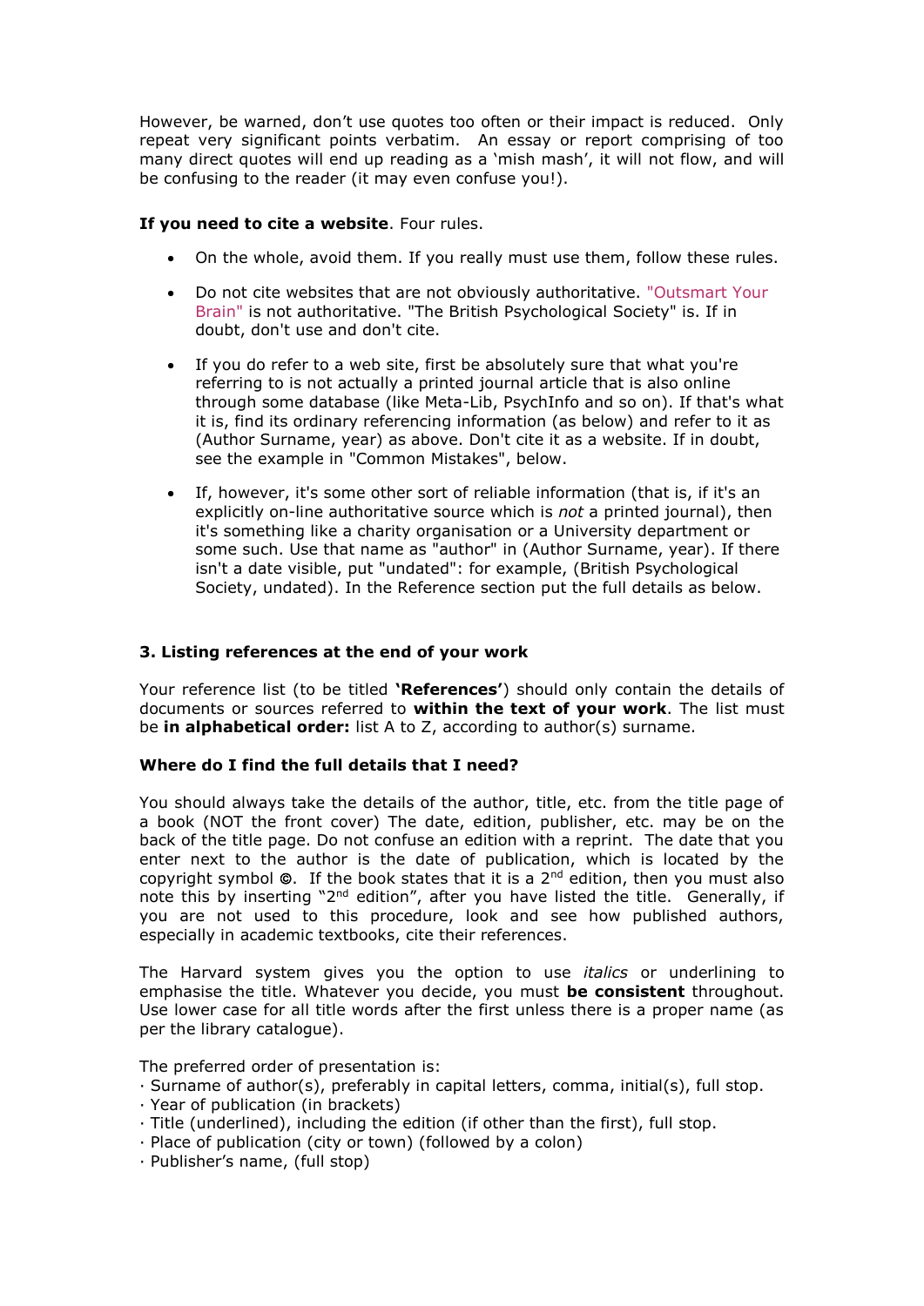However, be warned, don't use quotes too often or their impact is reduced. Only repeat very significant points verbatim. An essay or report comprising of too many direct quotes will end up reading as a 'mish mash', it will not flow, and will be confusing to the reader (it may even confuse you!).

**If you need to cite a website**. Four rules.

- On the whole, avoid them. If you really must use them, follow these rules.
- Do not cite websites that are not obviously authoritative. "Outsmart Your Brain" is not authoritative. "The British Psychological Society" is. If in doubt, don't use and don't cite.
- If you do refer to a web site, first be absolutely sure that what you're referring to is not actually a printed journal article that is also online through some database (like Meta-Lib, PsychInfo and so on). If that's what it is, find its ordinary referencing information (as below) and refer to it as (Author Surname, year) as above. Don't cite it as a website. If in doubt, see the example in "Common Mistakes", below.
- If, however, it's some other sort of reliable information (that is, if it's an explicitly on-line authoritative source which is *not* a printed journal), then it's something like a charity organisation or a University department or some such. Use that name as "author" in (Author Surname, year). If there isn't a date visible, put "undated": for example, (British Psychological Society, undated). In the Reference section put the full details as below.

### 3. Listing references at the end of your work

Your reference list (to be titled **'References'**) should only contain the details of documents or sources referred to **within the text of your work**. The list must be **in alphabetical order:** list A to Z, according to author(s) surname.

**Where do I find the full details that I need?**

You should always take the details of the author, title, etc. from the title page of a book (NOT the front cover) The date, edition, publisher, etc. may be on the back of the title page. Do not confuse an edition with a reprint. The date that you enter next to the author is the date of publication, which is located by the copyright symbol ©. If the book states that it is a 2nd edition, then you must also note this by inserting "2nd edition", after you have listed the title. Generally, if you are not used to this procedure, look and see how published authors, especially in academic textbooks, cite their references.

The Harvard system gives you the option to use *italics* or underlining to emphasise the title. Whatever you decide, you must **be consistent** throughout. Use lower case for all title words after the first unless there is a proper name (as per the library catalogue).

The preferred order of presentation is:
· Surname of author(s), preferably in capital letters, comma, initial(s), full stop.
· Year of publication (in brackets)
· Title (underlined), including the edition (if other than the first), full stop.
· Place of publication (city or town) (followed by a colon)
· Publisher's name, (full stop)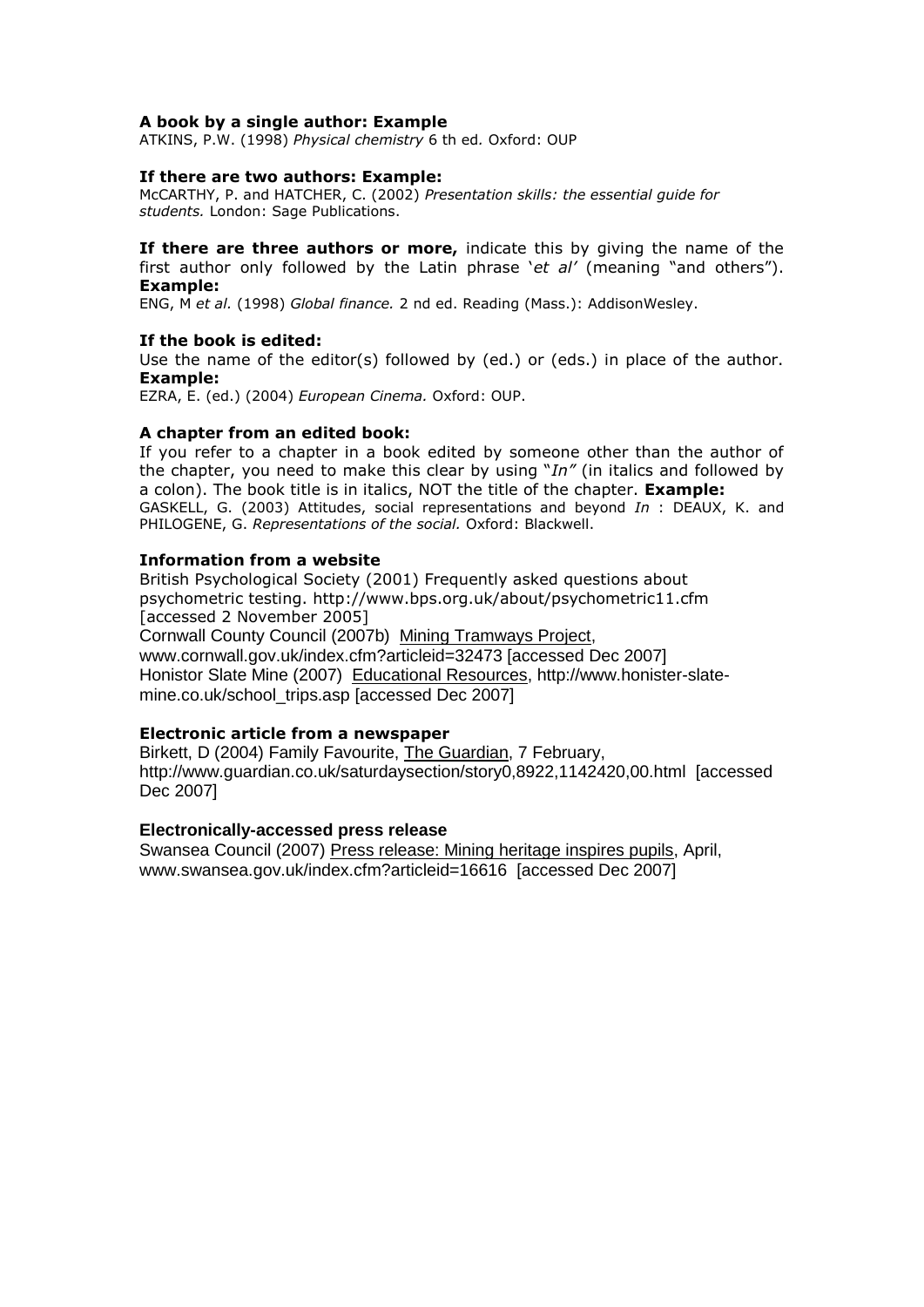**A book by a single author: Example**

ATKINS, P.W. (1998) *Physical chemistry* 6 th ed. Oxford: OUP

**If there are two authors: Example:**

McCARTHY, P. and HATCHER, C. (2002) *Presentation skills: the essential guide for students.* London: Sage Publications.

**If there are three authors or more,** indicate this by giving the name of the first author only followed by the Latin phrase '*et al'* (meaning "and others"). **Example:**

ENG, M *et al.* (1998) *Global finance.* 2 nd ed. Reading (Mass.): AddisonWesley.

**If the book is edited:**

Use the name of the editor(s) followed by (ed.) or (eds.) in place of the author. **Example:**

EZRA, E. (ed.) (2004) *European Cinema.* Oxford: OUP.

**A chapter from an edited book:**

If you refer to a chapter in a book edited by someone other than the author of the chapter, you need to make this clear by using "*In"* (in italics and followed by a colon). The book title is in italics, NOT the title of the chapter. **Example:**

GASKELL, G. (2003) Attitudes, social representations and beyond *In* : DEAUX, K. and PHILOGENE, G. *Representations of the social.* Oxford: Blackwell.

**Information from a website**

British Psychological Society (2001) Frequently asked questions about psychometric testing. http://www.bps.org.uk/about/psychometric11.cfm [accessed 2 November 2005]

Cornwall County Council (2007b) Mining Tramways Project, www.cornwall.gov.uk/index.cfm?articleid=32473 [accessed Dec 2007]

Honistor Slate Mine (2007) Educational Resources, http://www.honister-slate-mine.co.uk/school_trips.asp [accessed Dec 2007]

**Electronic article from a newspaper**

Birkett, D (2004) Family Favourite, The Guardian, 7 February, http://www.guardian.co.uk/saturdaysection/story0,8922,1142420,00.html [accessed Dec 2007]

**Electronically-accessed press release**

Swansea Council (2007) Press release: Mining heritage inspires pupils, April, www.swansea.gov.uk/index.cfm?articleid=16616 [accessed Dec 2007]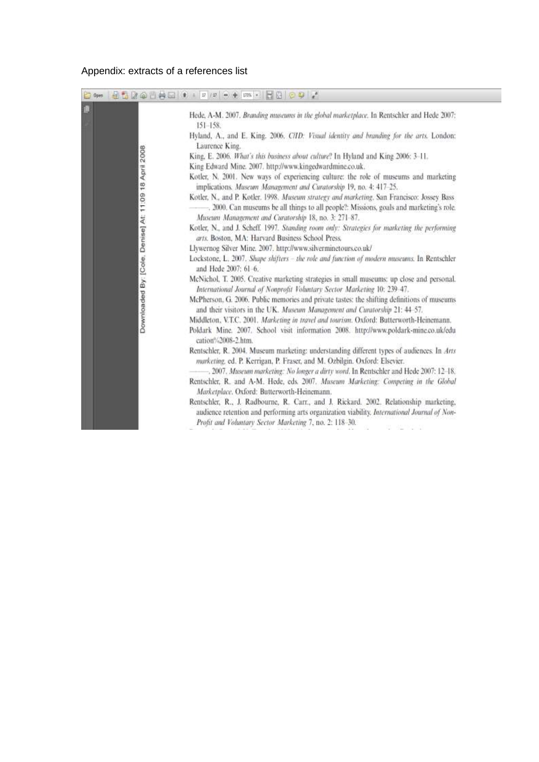Appendix: extracts of a references list

Hede, A-M. 2007. *Branding museums in the global marketplace*. In Rentschler and Hede 2007: 151–158.

Hyland, A., and E. King. 2006. *C/ID: Visual identity and branding for the arts*. London: Laurence King.

King, E. 2006. *What's this business about culture?* In Hyland and King 2006: 3–11.

King Edward Mine. 2007. http://www.kingedwardmine.co.uk.

Kotler, N. 2001. New ways of experiencing culture: the role of museums and marketing implications. *Museum Management and Curatorship* 19, no. 4: 417–25.

Kotler, N., and P. Kotler. 1998. *Museum strategy and marketing*. San Francisco: Jossey Bass

———. 2000. Can museums be all things to all people?: Missions, goals and marketing's role. *Museum Management and Curatorship* 18, no. 3: 271–87.

Kotler, N., and J. Scheff. 1997. *Standing room only: Strategies for marketing the performing arts*. Boston, MA: Harvard Business School Press.

Llywernog Silver Mine. 2007. http://www.silverminetours.co.uk/

Lockstone, L. 2007. *Shape shifters – the role and function of modern museums*. In Rentschler and Hede 2007: 61–6.

McNichol, T. 2005. Creative marketing strategies in small museums: up close and personal. *International Journal of Nonprofit Voluntary Sector Marketing* 10: 239–47.

McPherson, G. 2006. Public memories and private tastes: the shifting definitions of museums and their visitors in the UK. *Museum Management and Curatorship* 21: 44–57.

Middleton, V.T.C. 2001. *Marketing in travel and tourism*. Oxford: Butterworth-Heinemann.

Poldark Mine. 2007. School visit information 2008. http://www.poldark-mine.co.uk/education%2008-2.htm.

Rentschler, R. 2004. Museum marketing: understanding different types of audiences. In *Arts marketing*, ed. P. Kerrigan, P. Fraser, and M. Ozbilgin. Oxford: Elsevier.

———. 2007. *Museum marketing: No longer a dirty word*. In Rentschler and Hede 2007: 12–18.

Rentschler, R. and A-M. Hede, eds. 2007. *Museum Marketing: Competing in the Global Marketplace*. Oxford: Butterworth-Heinemann.

Rentschler, R., J. Radbourne, R. Carr., and J. Rickard. 2002. Relationship marketing, audience retention and performing arts organization viability. *International Journal of Non-Profit and Voluntary Sector Marketing* 7, no. 2: 118–30.